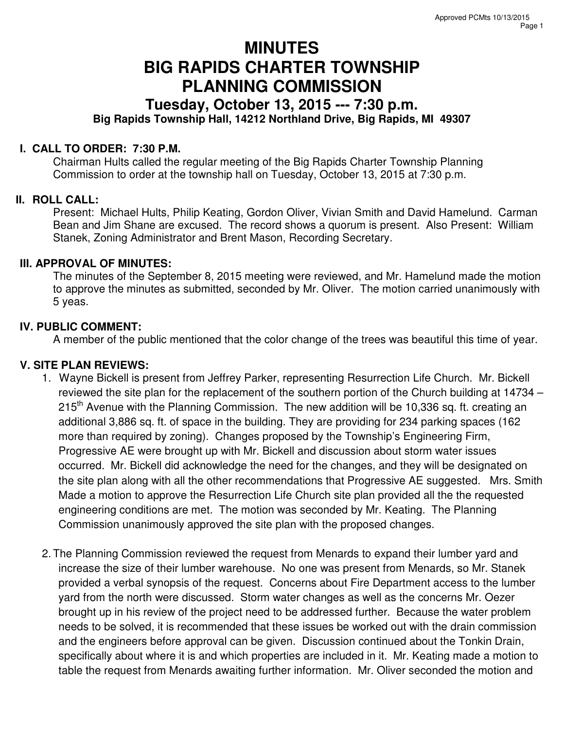# MINUTES
# BIG RAPIDS CHARTER TOWNSHIP
# PLANNING COMMISSION

## Tuesday, October 13, 2015 --- 7:30 p.m.

**Big Rapids Township Hall, 14212 Northland Drive, Big Rapids, MI 49307**

### I. CALL TO ORDER: 7:30 P.M.

Chairman Hults called the regular meeting of the Big Rapids Charter Township Planning Commission to order at the township hall on Tuesday, October 13, 2015 at 7:30 p.m.

### II. ROLL CALL:

Present: Michael Hults, Philip Keating, Gordon Oliver, Vivian Smith and David Hamelund. Carman Bean and Jim Shane are excused. The record shows a quorum is present. Also Present: William Stanek, Zoning Administrator and Brent Mason, Recording Secretary.

### III. APPROVAL OF MINUTES:

The minutes of the September 8, 2015 meeting were reviewed, and Mr. Hamelund made the motion to approve the minutes as submitted, seconded by Mr. Oliver. The motion carried unanimously with 5 yeas.

### IV. PUBLIC COMMENT:

A member of the public mentioned that the color change of the trees was beautiful this time of year.

### V. SITE PLAN REVIEWS:

1. Wayne Bickell is present from Jeffrey Parker, representing Resurrection Life Church. Mr. Bickell reviewed the site plan for the replacement of the southern portion of the Church building at 14734 – 215th Avenue with the Planning Commission. The new addition will be 10,336 sq. ft. creating an additional 3,886 sq. ft. of space in the building. They are providing for 234 parking spaces (162 more than required by zoning). Changes proposed by the Township's Engineering Firm, Progressive AE were brought up with Mr. Bickell and discussion about storm water issues occurred. Mr. Bickell did acknowledge the need for the changes, and they will be designated on the site plan along with all the other recommendations that Progressive AE suggested. Mrs. Smith Made a motion to approve the Resurrection Life Church site plan provided all the the requested engineering conditions are met. The motion was seconded by Mr. Keating. The Planning Commission unanimously approved the site plan with the proposed changes.

2. The Planning Commission reviewed the request from Menards to expand their lumber yard and increase the size of their lumber warehouse. No one was present from Menards, so Mr. Stanek provided a verbal synopsis of the request. Concerns about Fire Department access to the lumber yard from the north were discussed. Storm water changes as well as the concerns Mr. Oezer brought up in his review of the project need to be addressed further. Because the water problem needs to be solved, it is recommended that these issues be worked out with the drain commission and the engineers before approval can be given. Discussion continued about the Tonkin Drain, specifically about where it is and which properties are included in it. Mr. Keating made a motion to table the request from Menards awaiting further information. Mr. Oliver seconded the motion and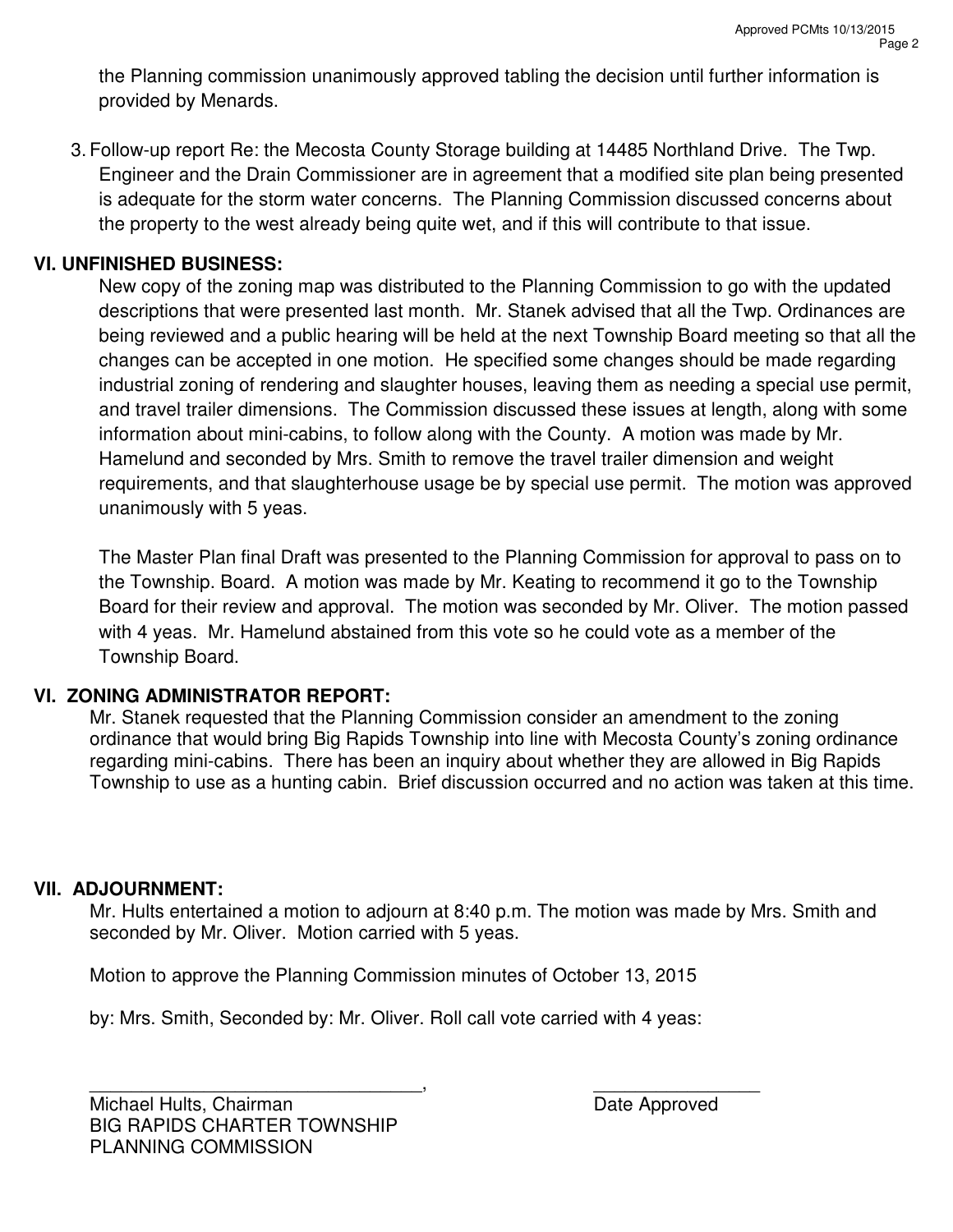the Planning commission unanimously approved tabling the decision until further information is provided by Menards.

3. Follow-up report Re: the Mecosta County Storage building at 14485 Northland Drive. The Twp. Engineer and the Drain Commissioner are in agreement that a modified site plan being presented is adequate for the storm water concerns. The Planning Commission discussed concerns about the property to the west already being quite wet, and if this will contribute to that issue.

## VI. UNFINISHED BUSINESS:

New copy of the zoning map was distributed to the Planning Commission to go with the updated descriptions that were presented last month. Mr. Stanek advised that all the Twp. Ordinances are being reviewed and a public hearing will be held at the next Township Board meeting so that all the changes can be accepted in one motion. He specified some changes should be made regarding industrial zoning of rendering and slaughter houses, leaving them as needing a special use permit, and travel trailer dimensions. The Commission discussed these issues at length, along with some information about mini-cabins, to follow along with the County. A motion was made by Mr. Hamelund and seconded by Mrs. Smith to remove the travel trailer dimension and weight requirements, and that slaughterhouse usage be by special use permit. The motion was approved unanimously with 5 yeas.

The Master Plan final Draft was presented to the Planning Commission for approval to pass on to the Township. Board. A motion was made by Mr. Keating to recommend it go to the Township Board for their review and approval. The motion was seconded by Mr. Oliver. The motion passed with 4 yeas. Mr. Hamelund abstained from this vote so he could vote as a member of the Township Board.

## VI. ZONING ADMINISTRATOR REPORT:

Mr. Stanek requested that the Planning Commission consider an amendment to the zoning ordinance that would bring Big Rapids Township into line with Mecosta County's zoning ordinance regarding mini-cabins. There has been an inquiry about whether they are allowed in Big Rapids Township to use as a hunting cabin. Brief discussion occurred and no action was taken at this time.

## VII. ADJOURNMENT:

Mr. Hults entertained a motion to adjourn at 8:40 p.m. The motion was made by Mrs. Smith and seconded by Mr. Oliver. Motion carried with 5 yeas.

Motion to approve the Planning Commission minutes of October 13, 2015

by: Mrs. Smith, Seconded by: Mr. Oliver. Roll call vote carried with 4 yeas:

\_\_\_\_\_\_\_\_\_\_\_\_\_\_\_\_\_\_\_\_\_\_\_\_\_\_\_\_\_\_\_\_\_\_, \_\_\_\_\_\_\_\_\_\_\_\_\_\_\_\_\_\_

Michael Hults, Chairman Date Approved
BIG RAPIDS CHARTER TOWNSHIP
PLANNING COMMISSION